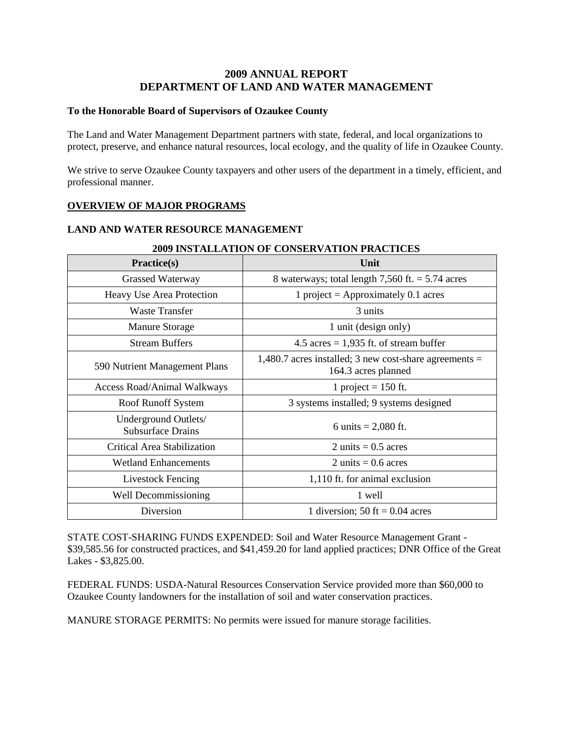# 2009 ANNUAL REPORT
# DEPARTMENT OF LAND AND WATER MANAGEMENT

**To the Honorable Board of Supervisors of Ozaukee County**

The Land and Water Management Department partners with state, federal, and local organizations to protect, preserve, and enhance natural resources, local ecology, and the quality of life in Ozaukee County.

We strive to serve Ozaukee County taxpayers and other users of the department in a timely, efficient, and professional manner.

## OVERVIEW OF MAJOR PROGRAMS

### LAND AND WATER RESOURCE MANAGEMENT

**2009 INSTALLATION OF CONSERVATION PRACTICES**

| Practice(s) | Unit |
|---|---|
| Grassed Waterway | 8 waterways; total length 7,560 ft. = 5.74 acres |
| Heavy Use Area Protection | 1 project = Approximately 0.1 acres |
| Waste Transfer | 3 units |
| Manure Storage | 1 unit (design only) |
| Stream Buffers | 4.5 acres = 1,935 ft. of stream buffer |
| 590 Nutrient Management Plans | 1,480.7 acres installed; 3 new cost-share agreements = 164.3 acres planned |
| Access Road/Animal Walkways | 1 project = 150 ft. |
| Roof Runoff System | 3 systems installed; 9 systems designed |
| Underground Outlets/ Subsurface Drains | 6 units = 2,080 ft. |
| Critical Area Stabilization | 2 units = 0.5 acres |
| Wetland Enhancements | 2 units = 0.6 acres |
| Livestock Fencing | 1,110 ft. for animal exclusion |
| Well Decommissioning | 1 well |
| Diversion | 1 diversion; 50 ft = 0.04 acres |

STATE COST-SHARING FUNDS EXPENDED: Soil and Water Resource Management Grant - $39,585.56 for constructed practices, and $41,459.20 for land applied practices; DNR Office of the Great Lakes - $3,825.00.

FEDERAL FUNDS: USDA-Natural Resources Conservation Service provided more than $60,000 to Ozaukee County landowners for the installation of soil and water conservation practices.

MANURE STORAGE PERMITS: No permits were issued for manure storage facilities.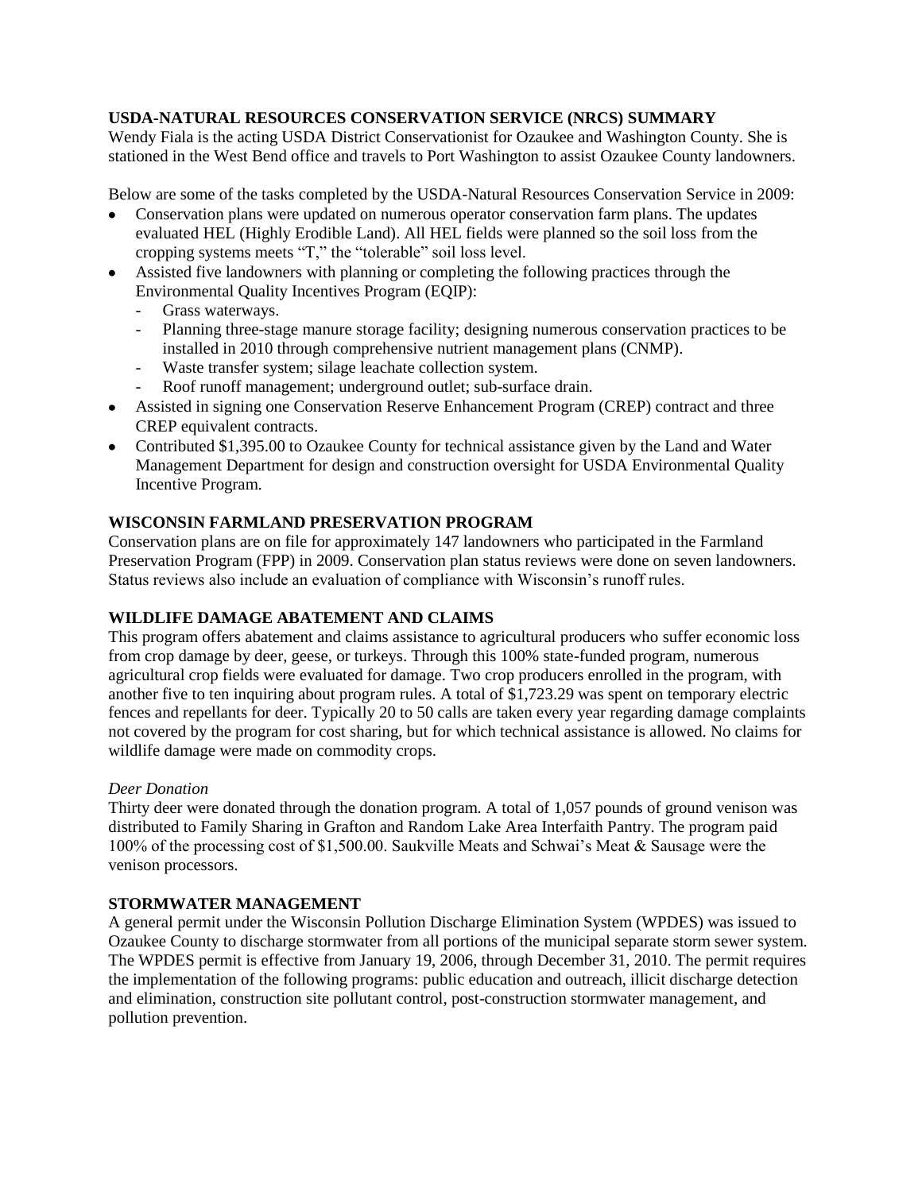**USDA-NATURAL RESOURCES CONSERVATION SERVICE (NRCS) SUMMARY**

Wendy Fiala is the acting USDA District Conservationist for Ozaukee and Washington County. She is stationed in the West Bend office and travels to Port Washington to assist Ozaukee County landowners.

Below are some of the tasks completed by the USDA-Natural Resources Conservation Service in 2009:

- Conservation plans were updated on numerous operator conservation farm plans. The updates evaluated HEL (Highly Erodible Land). All HEL fields were planned so the soil loss from the cropping systems meets "T," the "tolerable" soil loss level.
- Assisted five landowners with planning or completing the following practices through the Environmental Quality Incentives Program (EQIP):
  - Grass waterways.
  - Planning three-stage manure storage facility; designing numerous conservation practices to be installed in 2010 through comprehensive nutrient management plans (CNMP).
  - Waste transfer system; silage leachate collection system.
  - Roof runoff management; underground outlet; sub-surface drain.
- Assisted in signing one Conservation Reserve Enhancement Program (CREP) contract and three CREP equivalent contracts.
- Contributed $1,395.00 to Ozaukee County for technical assistance given by the Land and Water Management Department for design and construction oversight for USDA Environmental Quality Incentive Program.

**WISCONSIN FARMLAND PRESERVATION PROGRAM**

Conservation plans are on file for approximately 147 landowners who participated in the Farmland Preservation Program (FPP) in 2009. Conservation plan status reviews were done on seven landowners. Status reviews also include an evaluation of compliance with Wisconsin's runoff rules.

**WILDLIFE DAMAGE ABATEMENT AND CLAIMS**

This program offers abatement and claims assistance to agricultural producers who suffer economic loss from crop damage by deer, geese, or turkeys. Through this 100% state-funded program, numerous agricultural crop fields were evaluated for damage. Two crop producers enrolled in the program, with another five to ten inquiring about program rules. A total of $1,723.29 was spent on temporary electric fences and repellants for deer. Typically 20 to 50 calls are taken every year regarding damage complaints not covered by the program for cost sharing, but for which technical assistance is allowed. No claims for wildlife damage were made on commodity crops.

*Deer Donation*

Thirty deer were donated through the donation program. A total of 1,057 pounds of ground venison was distributed to Family Sharing in Grafton and Random Lake Area Interfaith Pantry. The program paid 100% of the processing cost of $1,500.00. Saukville Meats and Schwai's Meat & Sausage were the venison processors.

**STORMWATER MANAGEMENT**

A general permit under the Wisconsin Pollution Discharge Elimination System (WPDES) was issued to Ozaukee County to discharge stormwater from all portions of the municipal separate storm sewer system. The WPDES permit is effective from January 19, 2006, through December 31, 2010. The permit requires the implementation of the following programs: public education and outreach, illicit discharge detection and elimination, construction site pollutant control, post-construction stormwater management, and pollution prevention.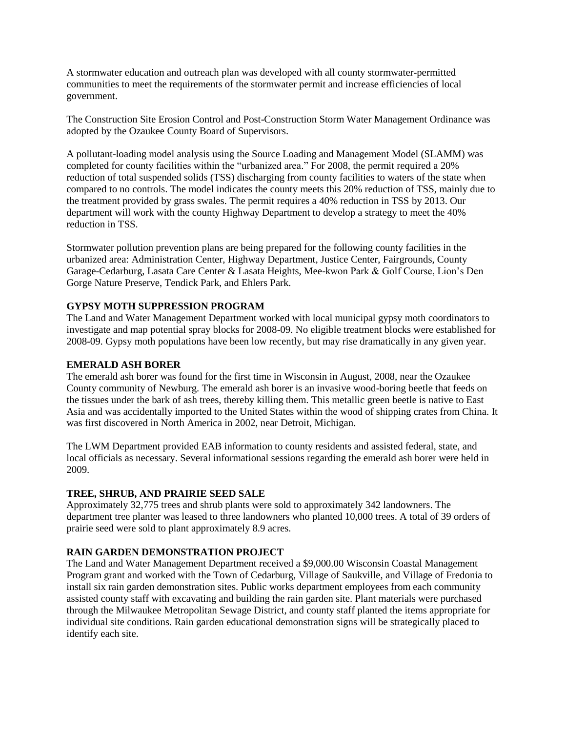A stormwater education and outreach plan was developed with all county stormwater-permitted communities to meet the requirements of the stormwater permit and increase efficiencies of local government.

The Construction Site Erosion Control and Post-Construction Storm Water Management Ordinance was adopted by the Ozaukee County Board of Supervisors.

A pollutant-loading model analysis using the Source Loading and Management Model (SLAMM) was completed for county facilities within the "urbanized area." For 2008, the permit required a 20% reduction of total suspended solids (TSS) discharging from county facilities to waters of the state when compared to no controls. The model indicates the county meets this 20% reduction of TSS, mainly due to the treatment provided by grass swales. The permit requires a 40% reduction in TSS by 2013. Our department will work with the county Highway Department to develop a strategy to meet the 40% reduction in TSS.

Stormwater pollution prevention plans are being prepared for the following county facilities in the urbanized area: Administration Center, Highway Department, Justice Center, Fairgrounds, County Garage-Cedarburg, Lasata Care Center & Lasata Heights, Mee-kwon Park & Golf Course, Lion's Den Gorge Nature Preserve, Tendick Park, and Ehlers Park.

**GYPSY MOTH SUPPRESSION PROGRAM**

The Land and Water Management Department worked with local municipal gypsy moth coordinators to investigate and map potential spray blocks for 2008-09. No eligible treatment blocks were established for 2008-09. Gypsy moth populations have been low recently, but may rise dramatically in any given year.

**EMERALD ASH BORER**

The emerald ash borer was found for the first time in Wisconsin in August, 2008, near the Ozaukee County community of Newburg. The emerald ash borer is an invasive wood-boring beetle that feeds on the tissues under the bark of ash trees, thereby killing them. This metallic green beetle is native to East Asia and was accidentally imported to the United States within the wood of shipping crates from China. It was first discovered in North America in 2002, near Detroit, Michigan.

The LWM Department provided EAB information to county residents and assisted federal, state, and local officials as necessary. Several informational sessions regarding the emerald ash borer were held in 2009.

**TREE, SHRUB, AND PRAIRIE SEED SALE**

Approximately 32,775 trees and shrub plants were sold to approximately 342 landowners. The department tree planter was leased to three landowners who planted 10,000 trees. A total of 39 orders of prairie seed were sold to plant approximately 8.9 acres.

**RAIN GARDEN DEMONSTRATION PROJECT**

The Land and Water Management Department received a $9,000.00 Wisconsin Coastal Management Program grant and worked with the Town of Cedarburg, Village of Saukville, and Village of Fredonia to install six rain garden demonstration sites. Public works department employees from each community assisted county staff with excavating and building the rain garden site. Plant materials were purchased through the Milwaukee Metropolitan Sewage District, and county staff planted the items appropriate for individual site conditions. Rain garden educational demonstration signs will be strategically placed to identify each site.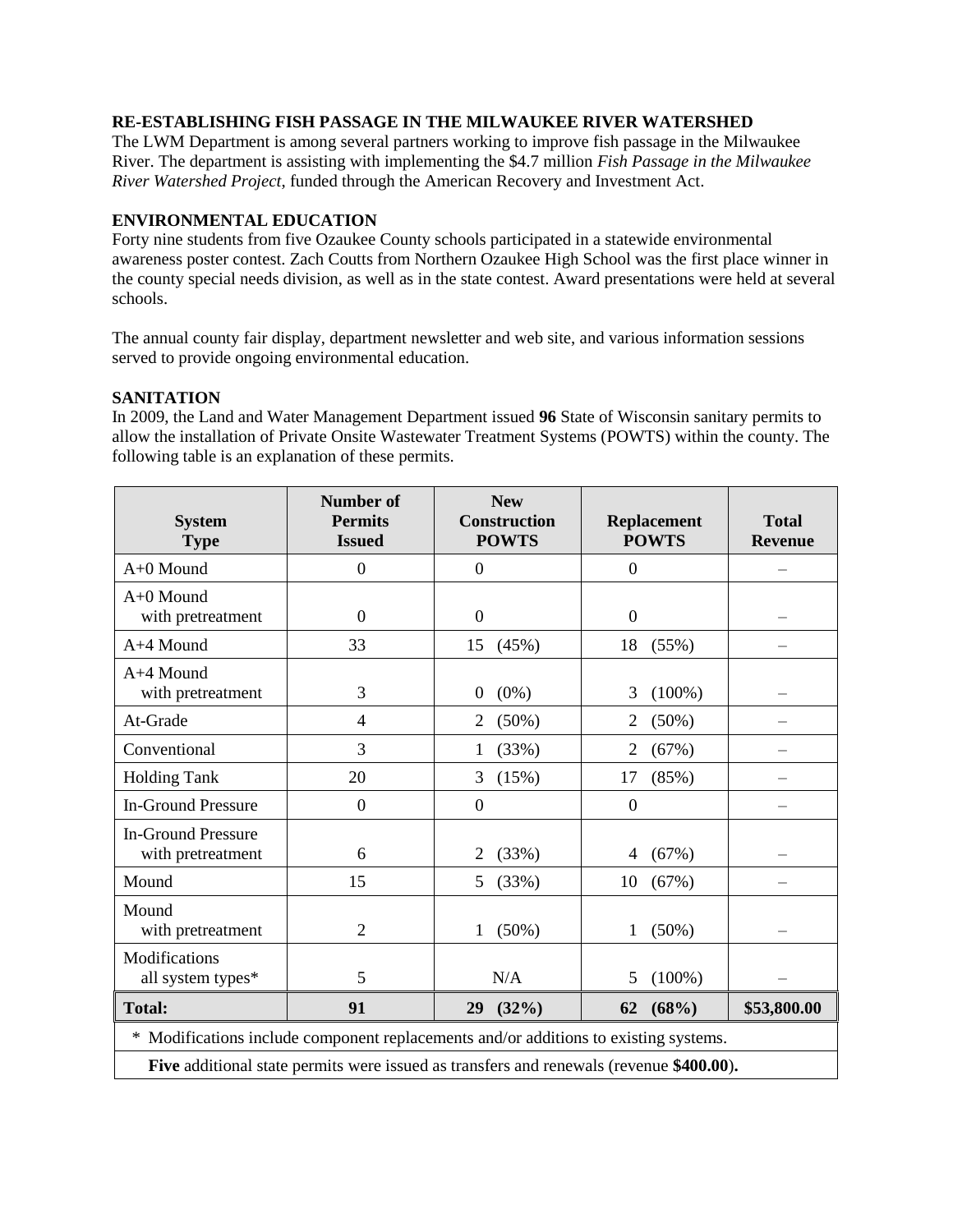### RE-ESTABLISHING FISH PASSAGE IN THE MILWAUKEE RIVER WATERSHED

The LWM Department is among several partners working to improve fish passage in the Milwaukee River. The department is assisting with implementing the $4.7 million *Fish Passage in the Milwaukee River Watershed Project*, funded through the American Recovery and Investment Act.

### ENVIRONMENTAL EDUCATION

Forty nine students from five Ozaukee County schools participated in a statewide environmental awareness poster contest. Zach Coutts from Northern Ozaukee High School was the first place winner in the county special needs division, as well as in the state contest. Award presentations were held at several schools.

The annual county fair display, department newsletter and web site, and various information sessions served to provide ongoing environmental education.

### SANITATION

In 2009, the Land and Water Management Department issued **96** State of Wisconsin sanitary permits to allow the installation of Private Onsite Wastewater Treatment Systems (POWTS) within the county. The following table is an explanation of these permits.

| System Type | Number of Permits Issued | New Construction POWTS | Replacement POWTS | Total Revenue |
|---|---|---|---|---|
| A+0 Mound | 0 | 0 | 0 | – |
| A+0 Mound with pretreatment | 0 | 0 | 0 | – |
| A+4 Mound | 33 | 15 (45%) | 18 (55%) | – |
| A+4 Mound with pretreatment | 3 | 0 (0%) | 3 (100%) | – |
| At-Grade | 4 | 2 (50%) | 2 (50%) | – |
| Conventional | 3 | 1 (33%) | 2 (67%) | – |
| Holding Tank | 20 | 3 (15%) | 17 (85%) | – |
| In-Ground Pressure | 0 | 0 | 0 | – |
| In-Ground Pressure with pretreatment | 6 | 2 (33%) | 4 (67%) | – |
| Mound | 15 | 5 (33%) | 10 (67%) | – |
| Mound with pretreatment | 2 | 1 (50%) | 1 (50%) | – |
| Modifications all system types* | 5 | N/A | 5 (100%) | – |
| **Total:** | **91** | **29 (32%)** | **62 (68%)** | **$53,800.00** |

\* Modifications include component replacements and/or additions to existing systems.

**Five** additional state permits were issued as transfers and renewals (revenue **$400.00**).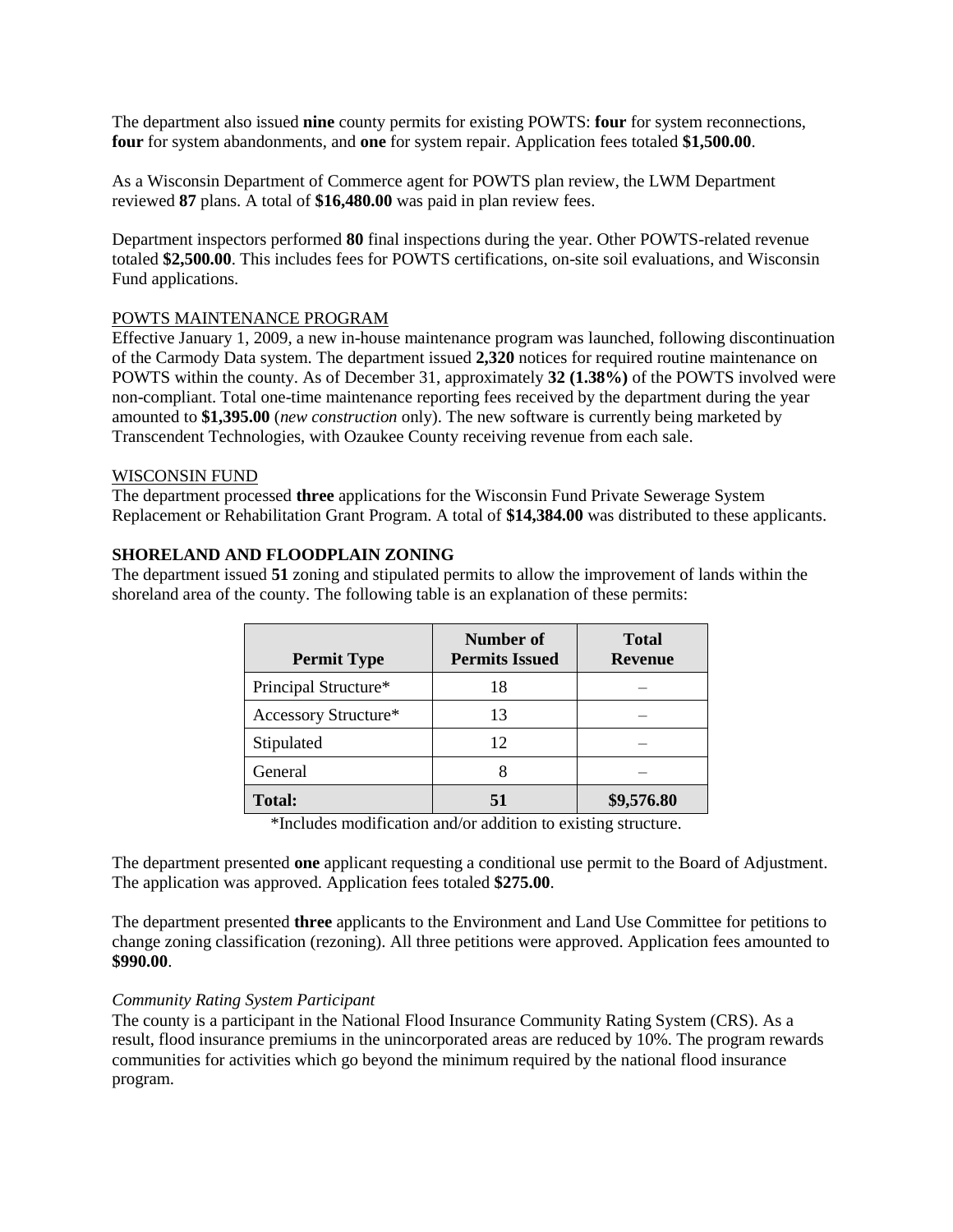The department also issued **nine** county permits for existing POWTS: **four** for system reconnections, **four** for system abandonments, and **one** for system repair. Application fees totaled **$1,500.00**.

As a Wisconsin Department of Commerce agent for POWTS plan review, the LWM Department reviewed **87** plans. A total of **$16,480.00** was paid in plan review fees.

Department inspectors performed **80** final inspections during the year. Other POWTS-related revenue totaled **$2,500.00**. This includes fees for POWTS certifications, on-site soil evaluations, and Wisconsin Fund applications.

POWTS MAINTENANCE PROGRAM

Effective January 1, 2009, a new in-house maintenance program was launched, following discontinuation of the Carmody Data system. The department issued **2,320** notices for required routine maintenance on POWTS within the county. As of December 31, approximately **32 (1.38%)** of the POWTS involved were non-compliant. Total one-time maintenance reporting fees received by the department during the year amounted to **$1,395.00** (*new construction* only). The new software is currently being marketed by Transcendent Technologies, with Ozaukee County receiving revenue from each sale.

WISCONSIN FUND

The department processed **three** applications for the Wisconsin Fund Private Sewerage System Replacement or Rehabilitation Grant Program. A total of **$14,384.00** was distributed to these applicants.

**SHORELAND AND FLOODPLAIN ZONING**

The department issued **51** zoning and stipulated permits to allow the improvement of lands within the shoreland area of the county. The following table is an explanation of these permits:

| Permit Type | Number of Permits Issued | Total Revenue |
|---|---|---|
| Principal Structure* | 18 | – |
| Accessory Structure* | 13 | – |
| Stipulated | 12 | – |
| General | 8 | – |
| **Total:** | **51** | **$9,576.80** |

*Includes modification and/or addition to existing structure.

The department presented **one** applicant requesting a conditional use permit to the Board of Adjustment. The application was approved. Application fees totaled **$275.00**.

The department presented **three** applicants to the Environment and Land Use Committee for petitions to change zoning classification (rezoning). All three petitions were approved. Application fees amounted to **$990.00**.

*Community Rating System Participant*

The county is a participant in the National Flood Insurance Community Rating System (CRS). As a result, flood insurance premiums in the unincorporated areas are reduced by 10%. The program rewards communities for activities which go beyond the minimum required by the national flood insurance program.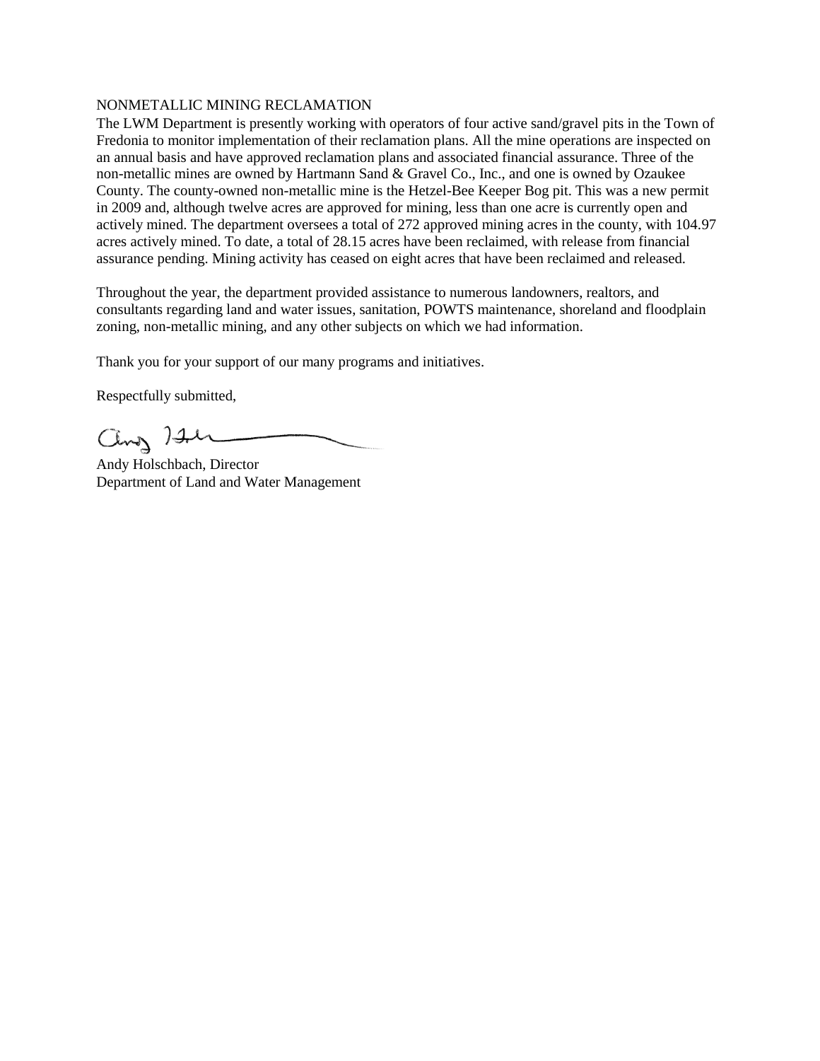## NONMETALLIC MINING RECLAMATION

The LWM Department is presently working with operators of four active sand/gravel pits in the Town of Fredonia to monitor implementation of their reclamation plans. All the mine operations are inspected on an annual basis and have approved reclamation plans and associated financial assurance. Three of the non-metallic mines are owned by Hartmann Sand & Gravel Co., Inc., and one is owned by Ozaukee County. The county-owned non-metallic mine is the Hetzel-Bee Keeper Bog pit. This was a new permit in 2009 and, although twelve acres are approved for mining, less than one acre is currently open and actively mined. The department oversees a total of 272 approved mining acres in the county, with 104.97 acres actively mined. To date, a total of 28.15 acres have been reclaimed, with release from financial assurance pending. Mining activity has ceased on eight acres that have been reclaimed and released.

Throughout the year, the department provided assistance to numerous landowners, realtors, and consultants regarding land and water issues, sanitation, POWTS maintenance, shoreland and floodplain zoning, non-metallic mining, and any other subjects on which we had information.

Thank you for your support of our many programs and initiatives.

Respectfully submitted,

Andy Holschbach, Director
Department of Land and Water Management